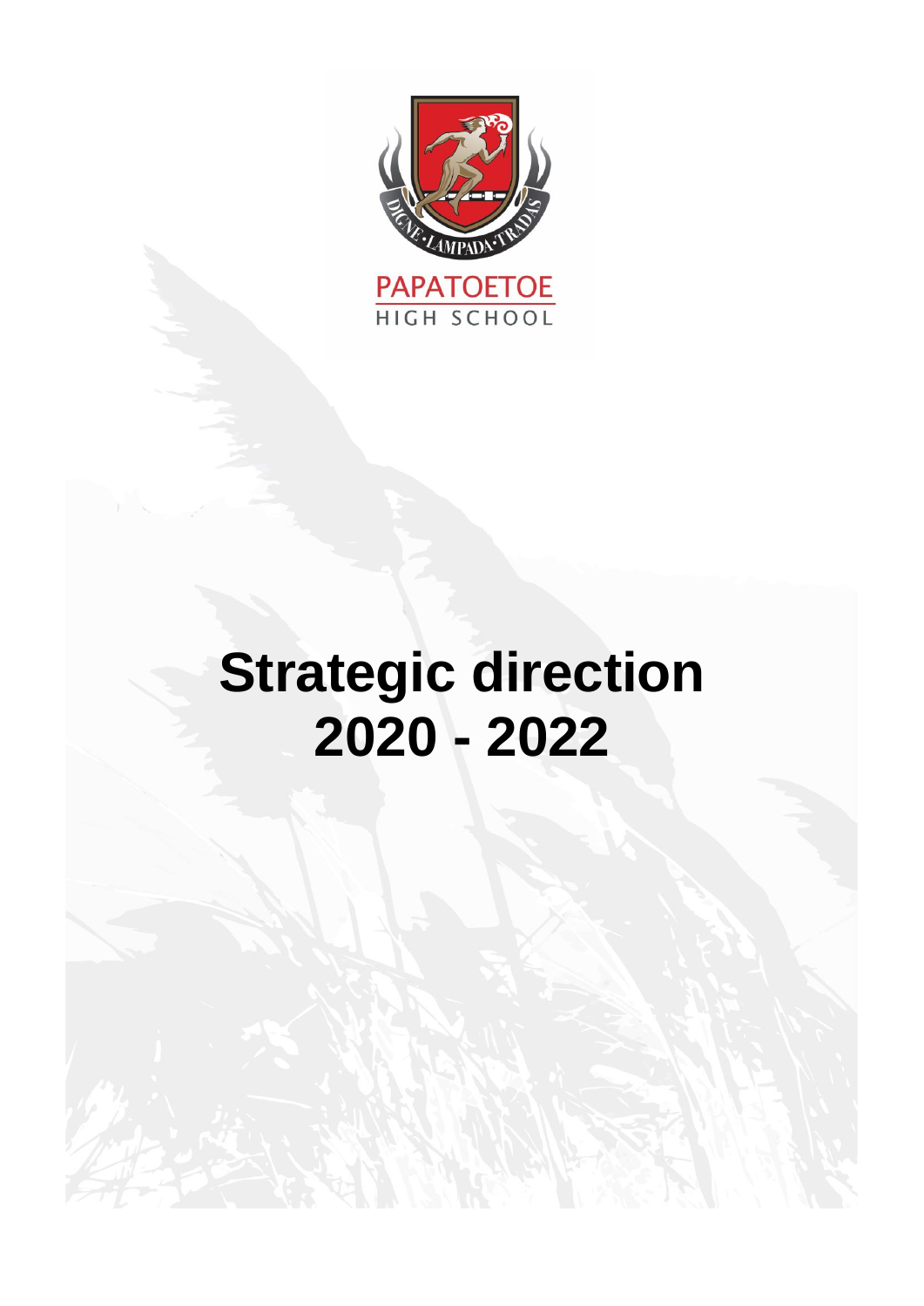DIGNE · LAMPADA · TRADAS

PAPATOETOE
HIGH SCHOOL

# Strategic direction 2020 - 2022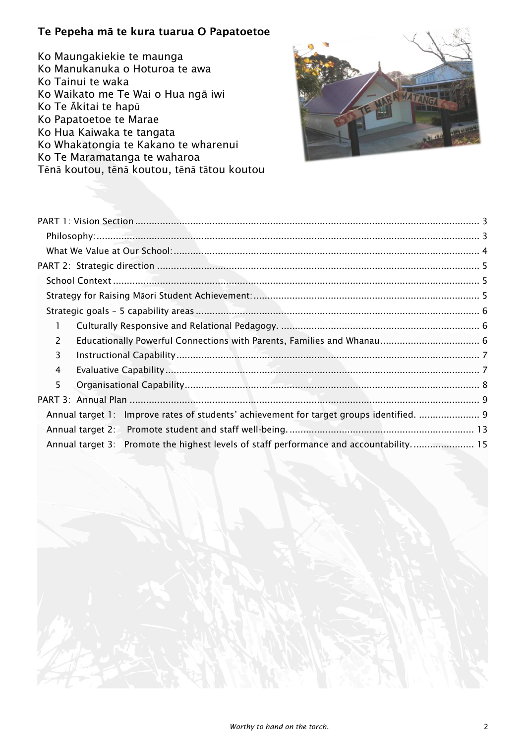## Te Pepeha mā te kura tuarua O Papatoetoe

Ko Maungakiekie te maunga
Ko Manukanuka o Hoturoa te awa
Ko Tainui te waka
Ko Waikato me Te Wai o Hua ngā iwi
Ko Te Ākitai te hapū
Ko Papatoetoe te Marae
Ko Hua Kaiwaka te tangata
Ko Whakatongia te Kakano te wharenui
Ko Te Maramatanga te waharoa
Tēnā koutou, tēnā koutou, tēnā tātou koutou

PART 1: Vision Section .... 3
- Philosophy: .... 3
- What We Value at Our School: .... 4

PART 2: Strategic direction .... 5
- School Context .... 5
- Strategy for Raising Māori Student Achievement: .... 5
- Strategic goals – 5 capability areas .... 6
  1. Culturally Responsive and Relational Pedagogy. .... 6
  2. Educationally Powerful Connections with Parents, Families and Whanau .... 6
  3. Instructional Capability .... 7
  4. Evaluative Capability .... 7
  5. Organisational Capability .... 8

PART 3: Annual Plan .... 9
- Annual target 1: Improve rates of students' achievement for target groups identified. .... 9
- Annual target 2: Promote student and staff well-being. .... 13
- Annual target 3: Promote the highest levels of staff performance and accountability. .... 15

*Worthy to hand on the torch.*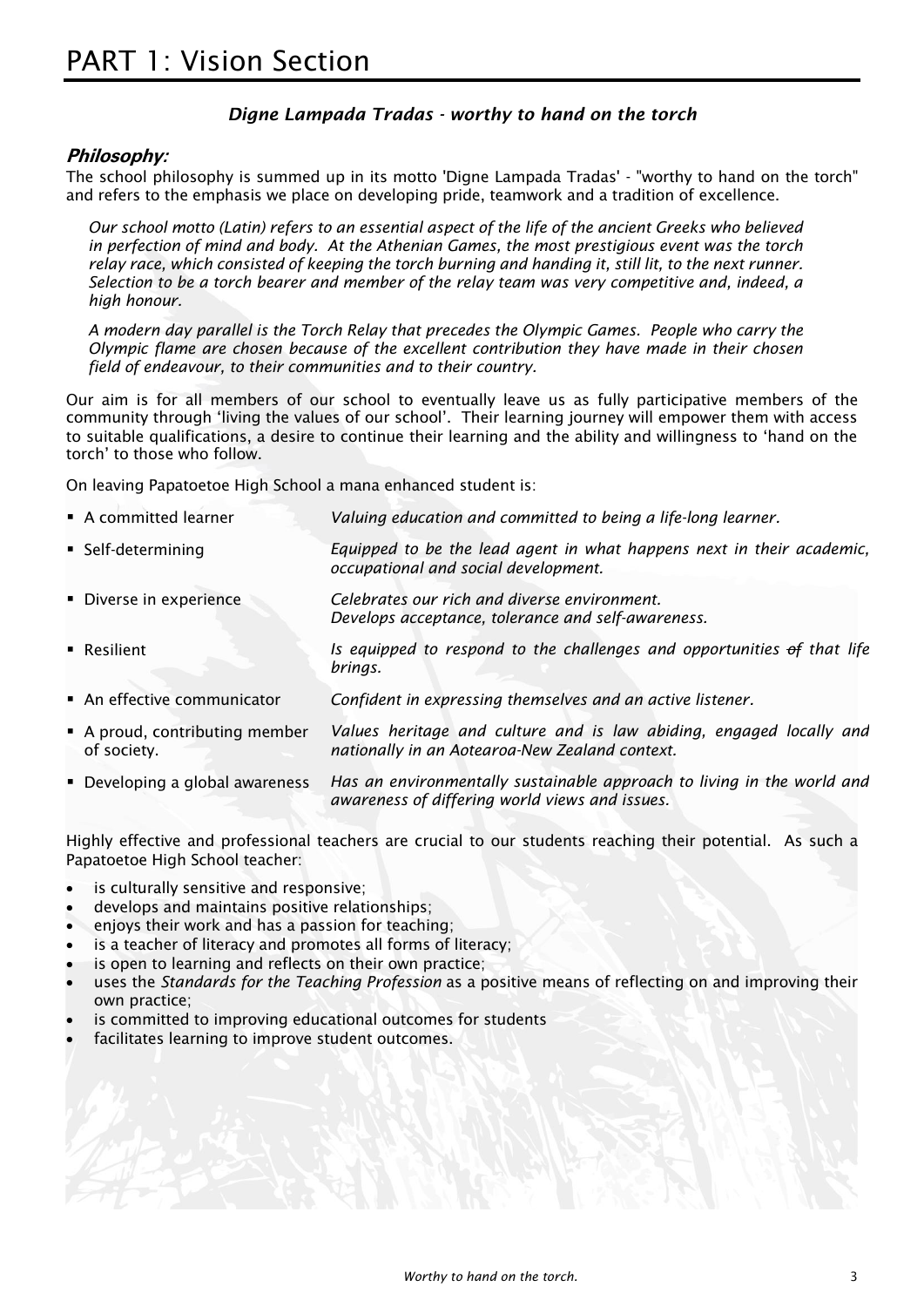# PART 1: Vision Section

*Digne Lampada Tradas - worthy to hand on the torch*

## *Philosophy:*

The school philosophy is summed up in its motto 'Digne Lampada Tradas' - "worthy to hand on the torch" and refers to the emphasis we place on developing pride, teamwork and a tradition of excellence.

> *Our school motto (Latin) refers to an essential aspect of the life of the ancient Greeks who believed in perfection of mind and body. At the Athenian Games, the most prestigious event was the torch relay race, which consisted of keeping the torch burning and handing it, still lit, to the next runner. Selection to be a torch bearer and member of the relay team was very competitive and, indeed, a high honour.*
>
> *A modern day parallel is the Torch Relay that precedes the Olympic Games. People who carry the Olympic flame are chosen because of the excellent contribution they have made in their chosen field of endeavour, to their communities and to their country.*

Our aim is for all members of our school to eventually leave us as fully participative members of the community through 'living the values of our school'. Their learning journey will empower them with access to suitable qualifications, a desire to continue their learning and the ability and willingness to 'hand on the torch' to those who follow.

On leaving Papatoetoe High School a mana enhanced student is:

| | |
|---|---|
| ▪ A committed learner | *Valuing education and committed to being a life-long learner.* |
| ▪ Self-determining | *Equipped to be the lead agent in what happens next in their academic, occupational and social development.* |
| ▪ Diverse in experience | *Celebrates our rich and diverse environment. Develops acceptance, tolerance and self-awareness.* |
| ▪ Resilient | *Is equipped to respond to the challenges and opportunities ~~of~~ that life brings.* |
| ▪ An effective communicator | *Confident in expressing themselves and an active listener.* |
| ▪ A proud, contributing member of society. | *Values heritage and culture and is law abiding, engaged locally and nationally in an Aotearoa-New Zealand context.* |
| ▪ Developing a global awareness | *Has an environmentally sustainable approach to living in the world and awareness of differing world views and issues.* |

Highly effective and professional teachers are crucial to our students reaching their potential. As such a Papatoetoe High School teacher:

- is culturally sensitive and responsive;
- develops and maintains positive relationships;
- enjoys their work and has a passion for teaching;
- is a teacher of literacy and promotes all forms of literacy;
- is open to learning and reflects on their own practice;
- uses the *Standards for the Teaching Profession* as a positive means of reflecting on and improving their own practice;
- is committed to improving educational outcomes for students
- facilitates learning to improve student outcomes.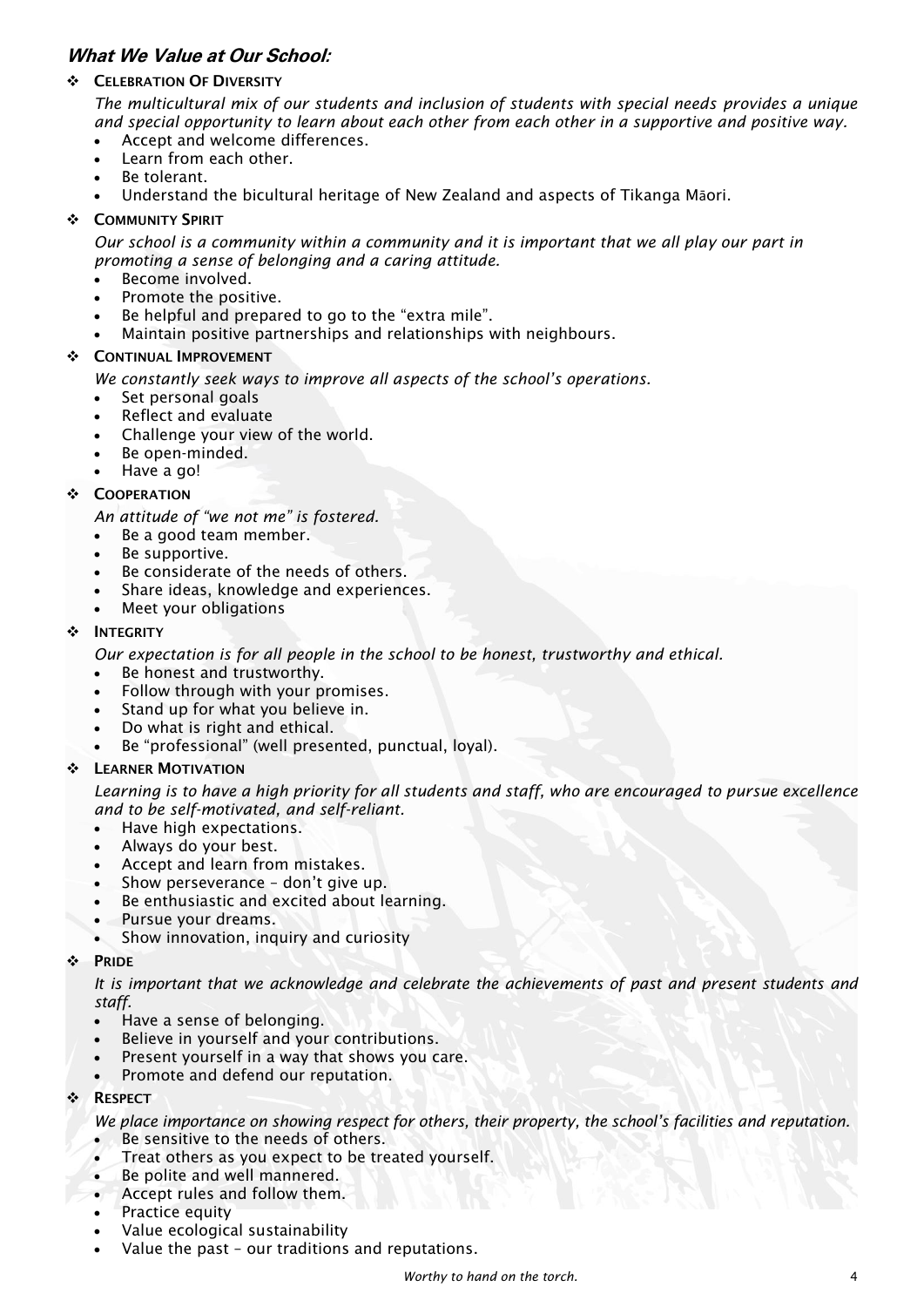## *What We Value at Our School:*

- **CELEBRATION OF DIVERSITY**

  *The multicultural mix of our students and inclusion of students with special needs provides a unique and special opportunity to learn about each other from each other in a supportive and positive way.*

  - Accept and welcome differences.
  - Learn from each other.
  - Be tolerant.
  - Understand the bicultural heritage of New Zealand and aspects of Tikanga Māori.

- **COMMUNITY SPIRIT**

  *Our school is a community within a community and it is important that we all play our part in promoting a sense of belonging and a caring attitude.*

  - Become involved.
  - Promote the positive.
  - Be helpful and prepared to go to the "extra mile".
  - Maintain positive partnerships and relationships with neighbours.

- **CONTINUAL IMPROVEMENT**

  *We constantly seek ways to improve all aspects of the school's operations.*

  - Set personal goals
  - Reflect and evaluate
  - Challenge your view of the world.
  - Be open-minded.
  - Have a go!

- **COOPERATION**

  *An attitude of "we not me" is fostered.*

  - Be a good team member.
  - Be supportive.
  - Be considerate of the needs of others.
  - Share ideas, knowledge and experiences.
  - Meet your obligations

- **INTEGRITY**

  *Our expectation is for all people in the school to be honest, trustworthy and ethical.*

  - Be honest and trustworthy.
  - Follow through with your promises.
  - Stand up for what you believe in.
  - Do what is right and ethical.
  - Be "professional" (well presented, punctual, loyal).

- **LEARNER MOTIVATION**

  *Learning is to have a high priority for all students and staff, who are encouraged to pursue excellence and to be self-motivated, and self-reliant.*

  - Have high expectations.
  - Always do your best.
  - Accept and learn from mistakes.
  - Show perseverance – don't give up.
  - Be enthusiastic and excited about learning.
  - Pursue your dreams.
  - Show innovation, inquiry and curiosity

- **PRIDE**

  *It is important that we acknowledge and celebrate the achievements of past and present students and staff.*

  - Have a sense of belonging.
  - Believe in yourself and your contributions.
  - Present yourself in a way that shows you care.
  - Promote and defend our reputation.

- **RESPECT**

  *We place importance on showing respect for others, their property, the school's facilities and reputation.*

  - Be sensitive to the needs of others.
  - Treat others as you expect to be treated yourself.
  - Be polite and well mannered.
  - Accept rules and follow them.
  - Practice equity
  - Value ecological sustainability
  - Value the past – our traditions and reputations.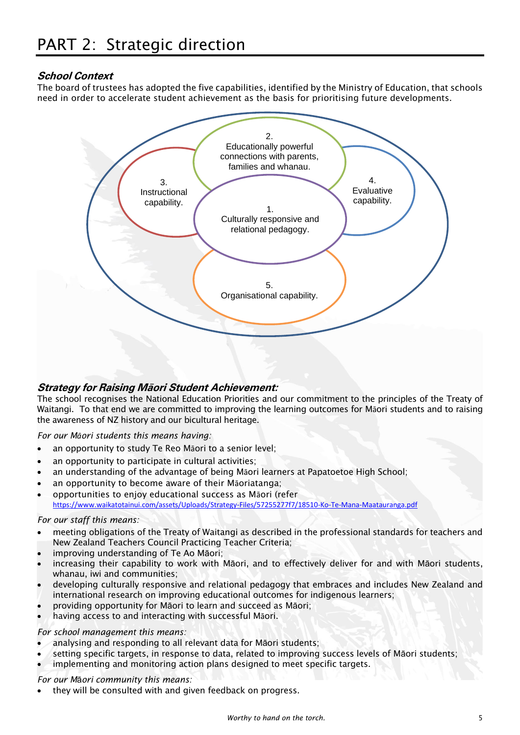# PART 2: Strategic direction

### *School Context*

The board of trustees has adopted the five capabilities, identified by the Ministry of Education, that schools need in order to accelerate student achievement as the basis for prioritising future developments.

1. Culturally responsive and relational pedagogy.
2. Educationally powerful connections with parents, families and whanau.
3. Instructional capability.
4. Evaluative capability.
5. Organisational capability.

### *Strategy for Raising Māori Student Achievement:*

The school recognises the National Education Priorities and our commitment to the principles of the Treaty of Waitangi. To that end we are committed to improving the learning outcomes for Māori students and to raising the awareness of NZ history and our bicultural heritage.

*For our Māori students this means having:*

- an opportunity to study Te Reo Māori to a senior level;
- an opportunity to participate in cultural activities;
- an understanding of the advantage of being Māori learners at Papatoetoe High School;
- an opportunity to become aware of their Māoriatanga;
- opportunities to enjoy educational success as Māori (refer https://www.waikatotainui.com/assets/Uploads/Strategy-Files/57255277f7/18510-Ko-Te-Mana-Maatauranga.pdf

*For our staff this means:*

- meeting obligations of the Treaty of Waitangi as described in the professional standards for teachers and New Zealand Teachers Council Practicing Teacher Criteria;
- improving understanding of Te Ao Māori;
- increasing their capability to work with Māori, and to effectively deliver for and with Māori students, whanau, iwi and communities;
- developing culturally responsive and relational pedagogy that embraces and includes New Zealand and international research on improving educational outcomes for indigenous learners;
- providing opportunity for Māori to learn and succeed as Māori;
- having access to and interacting with successful Māori.

*For school management this means:*

- analysing and responding to all relevant data for Māori students;
- setting specific targets, in response to data, related to improving success levels of Māori students;
- implementing and monitoring action plans designed to meet specific targets.

*For our Māori community this means:*

- they will be consulted with and given feedback on progress.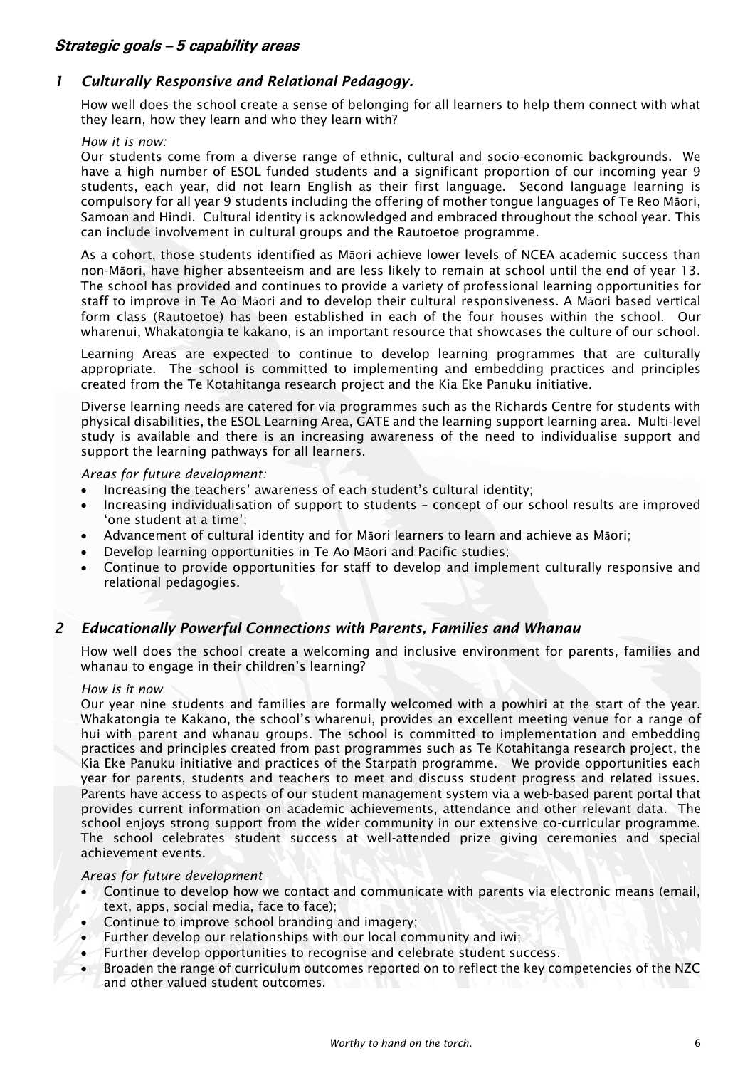## Strategic goals – 5 capability areas

### 1 *Culturally Responsive and Relational Pedagogy.*

How well does the school create a sense of belonging for all learners to help them connect with what they learn, how they learn and who they learn with?

*How it is now:*

Our students come from a diverse range of ethnic, cultural and socio-economic backgrounds. We have a high number of ESOL funded students and a significant proportion of our incoming year 9 students, each year, did not learn English as their first language. Second language learning is compulsory for all year 9 students including the offering of mother tongue languages of Te Reo Māori, Samoan and Hindi. Cultural identity is acknowledged and embraced throughout the school year. This can include involvement in cultural groups and the Rautoetoe programme.

As a cohort, those students identified as Māori achieve lower levels of NCEA academic success than non-Māori, have higher absenteeism and are less likely to remain at school until the end of year 13. The school has provided and continues to provide a variety of professional learning opportunities for staff to improve in Te Ao Māori and to develop their cultural responsiveness. A Māori based vertical form class (Rautoetoe) has been established in each of the four houses within the school. Our wharenui, Whakatongia te kakano, is an important resource that showcases the culture of our school.

Learning Areas are expected to continue to develop learning programmes that are culturally appropriate. The school is committed to implementing and embedding practices and principles created from the Te Kotahitanga research project and the Kia Eke Panuku initiative.

Diverse learning needs are catered for via programmes such as the Richards Centre for students with physical disabilities, the ESOL Learning Area, GATE and the learning support learning area. Multi-level study is available and there is an increasing awareness of the need to individualise support and support the learning pathways for all learners.

*Areas for future development:*

- Increasing the teachers' awareness of each student's cultural identity;
- Increasing individualisation of support to students – concept of our school results are improved 'one student at a time';
- Advancement of cultural identity and for Māori learners to learn and achieve as Māori;
- Develop learning opportunities in Te Ao Māori and Pacific studies;
- Continue to provide opportunities for staff to develop and implement culturally responsive and relational pedagogies.

### 2 *Educationally Powerful Connections with Parents, Families and Whanau*

How well does the school create a welcoming and inclusive environment for parents, families and whanau to engage in their children's learning?

*How is it now*

Our year nine students and families are formally welcomed with a powhiri at the start of the year. Whakatongia te Kakano, the school's wharenui, provides an excellent meeting venue for a range of hui with parent and whanau groups. The school is committed to implementation and embedding practices and principles created from past programmes such as Te Kotahitanga research project, the Kia Eke Panuku initiative and practices of the Starpath programme. We provide opportunities each year for parents, students and teachers to meet and discuss student progress and related issues. Parents have access to aspects of our student management system via a web-based parent portal that provides current information on academic achievements, attendance and other relevant data. The school enjoys strong support from the wider community in our extensive co-curricular programme. The school celebrates student success at well-attended prize giving ceremonies and special achievement events.

*Areas for future development*

- Continue to develop how we contact and communicate with parents via electronic means (email, text, apps, social media, face to face);
- Continue to improve school branding and imagery;
- Further develop our relationships with our local community and iwi;
- Further develop opportunities to recognise and celebrate student success.
- Broaden the range of curriculum outcomes reported on to reflect the key competencies of the NZC and other valued student outcomes.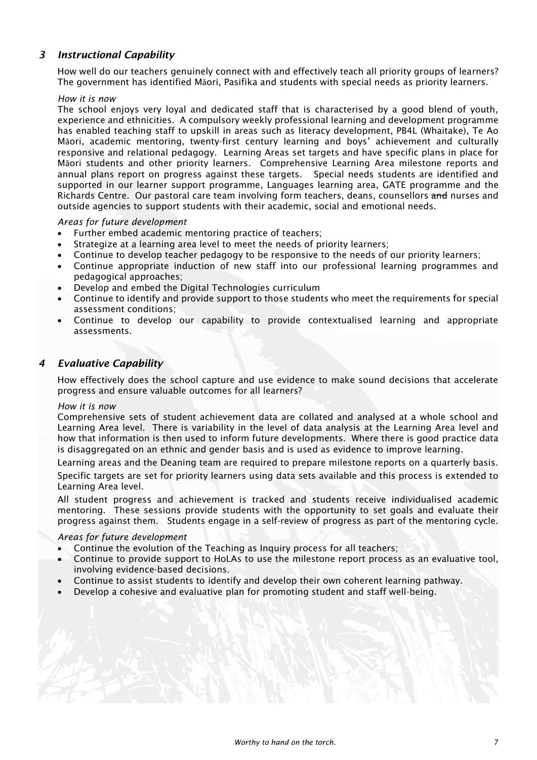## *3 Instructional Capability*

How well do our teachers genuinely connect with and effectively teach all priority groups of learners? The government has identified Māori, Pasifika and students with special needs as priority learners.

*How it is now*

The school enjoys very loyal and dedicated staff that is characterised by a good blend of youth, experience and ethnicities. A compulsory weekly professional learning and development programme has enabled teaching staff to upskill in areas such as literacy development, PB4L (Whaitake), Te Ao Māori, academic mentoring, twenty-first century learning and boys' achievement and culturally responsive and relational pedagogy. Learning Areas set targets and have specific plans in place for Māori students and other priority learners. Comprehensive Learning Area milestone reports and annual plans report on progress against these targets. Special needs students are identified and supported in our learner support programme, Languages learning area, GATE programme and the Richards Centre. Our pastoral care team involving form teachers, deans, counsellors ~~and~~ nurses and outside agencies to support students with their academic, social and emotional needs.

*Areas for future development*

- Further embed academic mentoring practice of teachers;
- Strategize at a learning area level to meet the needs of priority learners;
- Continue to develop teacher pedagogy to be responsive to the needs of our priority learners;
- Continue appropriate induction of new staff into our professional learning programmes and pedagogical approaches;
- Develop and embed the Digital Technologies curriculum
- Continue to identify and provide support to those students who meet the requirements for special assessment conditions;
- Continue to develop our capability to provide contextualised learning and appropriate assessments.

## *4 Evaluative Capability*

How effectively does the school capture and use evidence to make sound decisions that accelerate progress and ensure valuable outcomes for all learners?

*How it is now*

Comprehensive sets of student achievement data are collated and analysed at a whole school and Learning Area level. There is variability in the level of data analysis at the Learning Area level and how that information is then used to inform future developments. Where there is good practice data is disaggregated on an ethnic and gender basis and is used as evidence to improve learning.

Learning areas and the Deaning team are required to prepare milestone reports on a quarterly basis.

Specific targets are set for priority learners using data sets available and this process is extended to Learning Area level.

All student progress and achievement is tracked and students receive individualised academic mentoring. These sessions provide students with the opportunity to set goals and evaluate their progress against them. Students engage in a self-review of progress as part of the mentoring cycle.

*Areas for future development*

- Continue the evolution of the Teaching as Inquiry process for all teachers;
- Continue to provide support to HoLAs to use the milestone report process as an evaluative tool, involving evidence-based decisions.
- Continue to assist students to identify and develop their own coherent learning pathway.
- Develop a cohesive and evaluative plan for promoting student and staff well-being.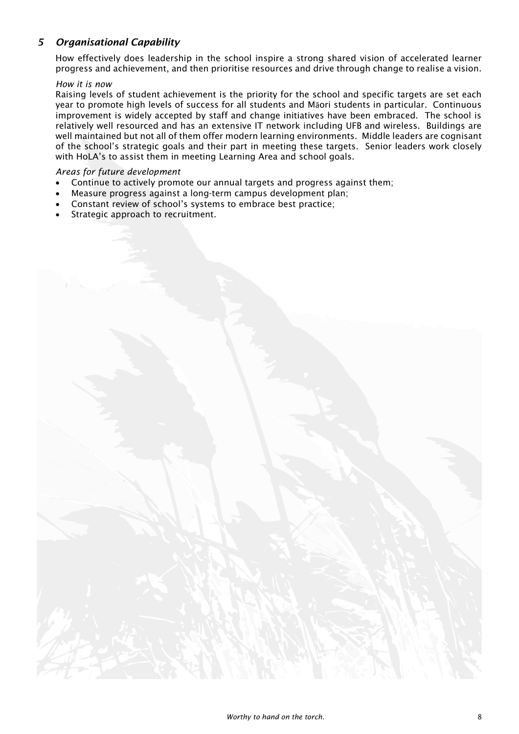## *5 Organisational Capability*

How effectively does leadership in the school inspire a strong shared vision of accelerated learner progress and achievement, and then prioritise resources and drive through change to realise a vision.

*How it is now*

Raising levels of student achievement is the priority for the school and specific targets are set each year to promote high levels of success for all students and Māori students in particular. Continuous improvement is widely accepted by staff and change initiatives have been embraced. The school is relatively well resourced and has an extensive IT network including UFB and wireless. Buildings are well maintained but not all of them offer modern learning environments. Middle leaders are cognisant of the school's strategic goals and their part in meeting these targets. Senior leaders work closely with HoLA's to assist them in meeting Learning Area and school goals.

*Areas for future development*

- Continue to actively promote our annual targets and progress against them;
- Measure progress against a long-term campus development plan;
- Constant review of school's systems to embrace best practice;
- Strategic approach to recruitment.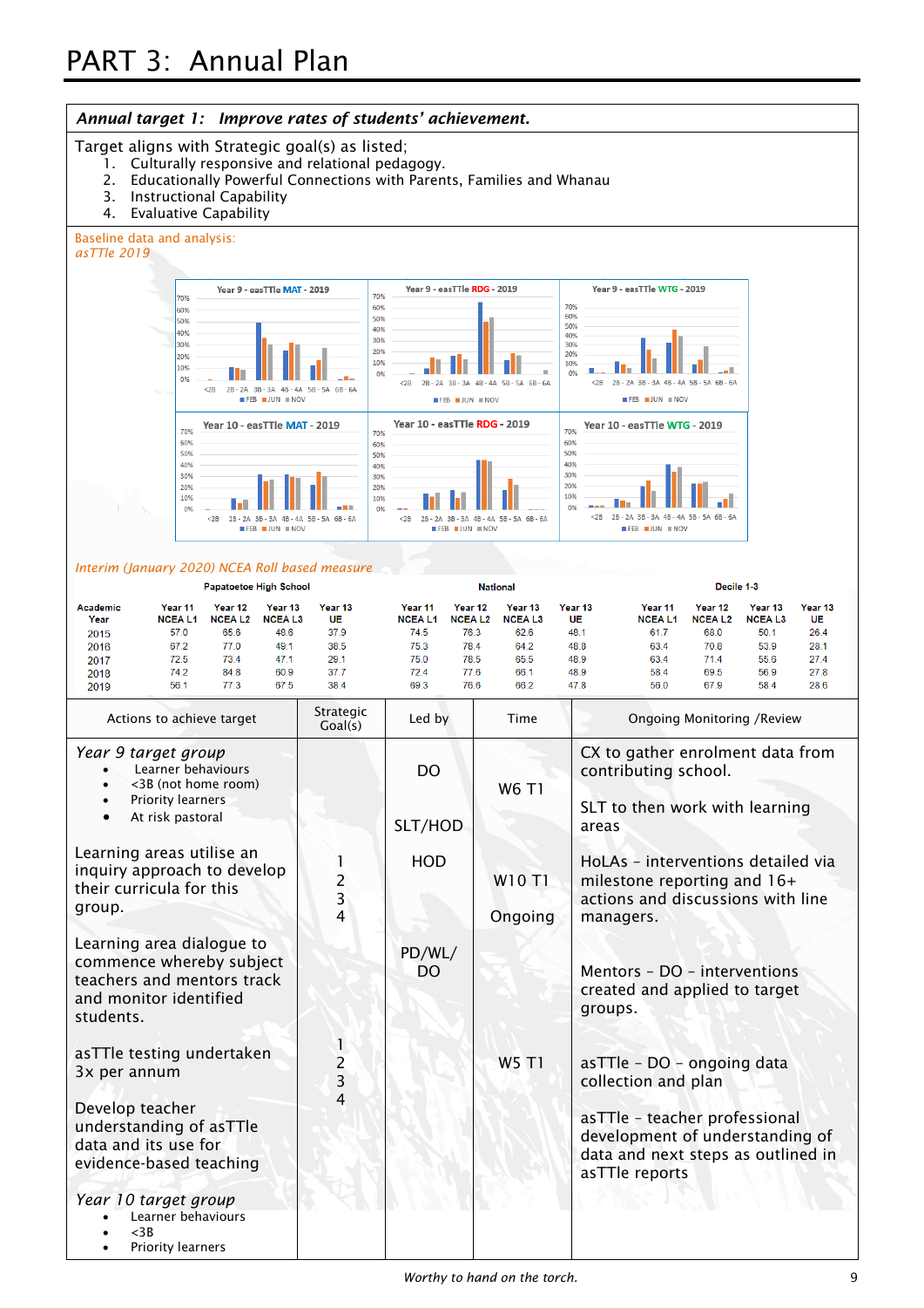# PART 3: Annual Plan

***Annual target 1: Improve rates of students' achievement.***

Target aligns with Strategic goal(s) as listed;

1. Culturally responsive and relational pedagogy.
2. Educationally Powerful Connections with Parents, Families and Whanau
3. Instructional Capability
4. Evaluative Capability

Baseline data and analysis:
*asTTle 2019*

*Interim (January 2020) NCEA Roll based measure*

| Academic Year | Papatoetoe High School Year 11 NCEA L1 | Year 12 NCEA L2 | Year 13 NCEA L3 | Year 13 UE | National Year 11 NCEA L1 | Year 12 NCEA L2 | Year 13 NCEA L3 | Year 13 UE | Decile 1-3 Year 11 NCEA L1 | Year 12 NCEA L2 | Year 13 NCEA L3 | Year 13 UE |
|---|---|---|---|---|---|---|---|---|---|---|---|---|
| 2015 | 57.0 | 65.6 | 48.6 | 37.9 | 74.5 | 78.3 | 62.6 | 49.1 | 61.7 | 68.0 | 50.1 | 26.4 |
| 2016 | 67.2 | 77.0 | 49.1 | 38.5 | 75.3 | 78.4 | 64.2 | 48.8 | 63.4 | 70.8 | 53.9 | 28.1 |
| 2017 | 72.5 | 73.4 | 47.1 | 29.1 | 75.0 | 78.5 | 65.5 | 48.9 | 63.4 | 71.4 | 55.6 | 27.4 |
| 2018 | 74.2 | 84.8 | 60.9 | 37.7 | 72.4 | 77.6 | 66.1 | 48.9 | 58.4 | 69.5 | 56.9 | 27.8 |
| 2019 | 56.1 | 77.3 | 67.5 | 38.4 | 69.3 | 76.6 | 66.2 | 47.8 | 56.0 | 67.9 | 58.4 | 28.6 |

| Actions to achieve target | Strategic Goal(s) | Led by | Time | Ongoing Monitoring /Review |
|---|---|---|---|---|
| *Year 9 target group*<br>• Learner behaviours<br>• <3B (not home room)<br>• Priority learners<br>• At risk pastoral | | DO<br><br>SLT/HOD | W6 T1 | CX to gather enrolment data from contributing school.<br><br>SLT to then work with learning areas |
| Learning areas utilise an inquiry approach to develop their curricula for this group. | 1<br>2<br>3<br>4 | HOD | W10 T1<br><br>Ongoing | HoLAs – interventions detailed via milestone reporting and 16+ actions and discussions with line managers. |
| Learning area dialogue to commence whereby subject teachers and mentors track and monitor identified students. | | PD/WL/DO | | Mentors – DO – interventions created and applied to target groups. |
| asTTle testing undertaken 3x per annum | 1<br>2<br>3<br>4 | | W5 T1 | asTTle – DO – ongoing data collection and plan |
| Develop teacher understanding of asTTle data and its use for evidence-based teaching | | | | asTTle – teacher professional development of understanding of data and next steps as outlined in asTTle reports |
| *Year 10 target group*<br>• Learner behaviours<br>• <3B<br>• Priority learners | | | | |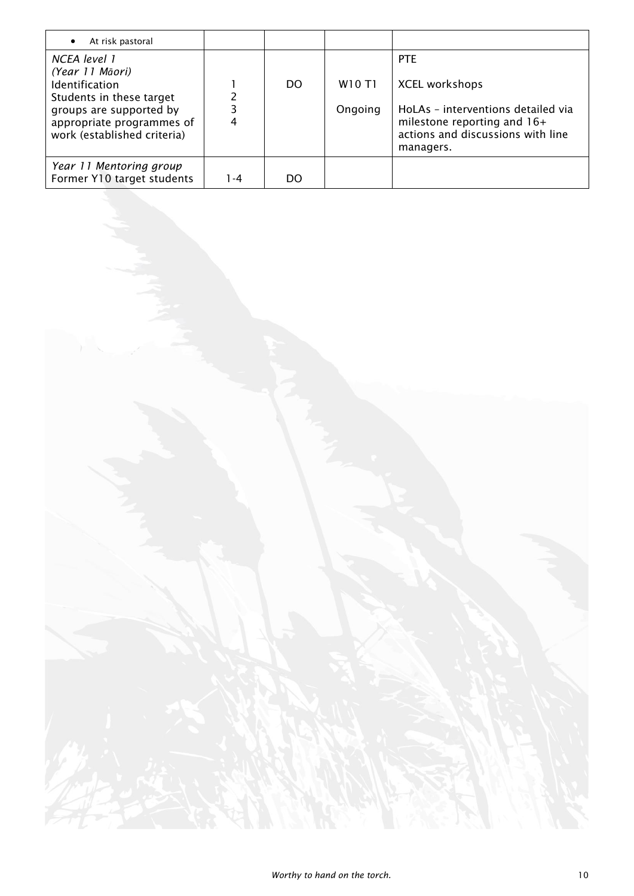| | | | | |
|---|---|---|---|---|
| • At risk pastoral | | | | |
| *NCEA level 1* *(Year 11 Māori)* Identification Students in these target groups are supported by appropriate programmes of work (established criteria) | 1 2 3 4 | DO | W10 T1 Ongoing | PTE XCEL workshops HoLAs – interventions detailed via milestone reporting and 16+ actions and discussions with line managers. |
| *Year 11 Mentoring group* Former Y10 target students | 1-4 | DO | | |

*Worthy to hand on the torch.*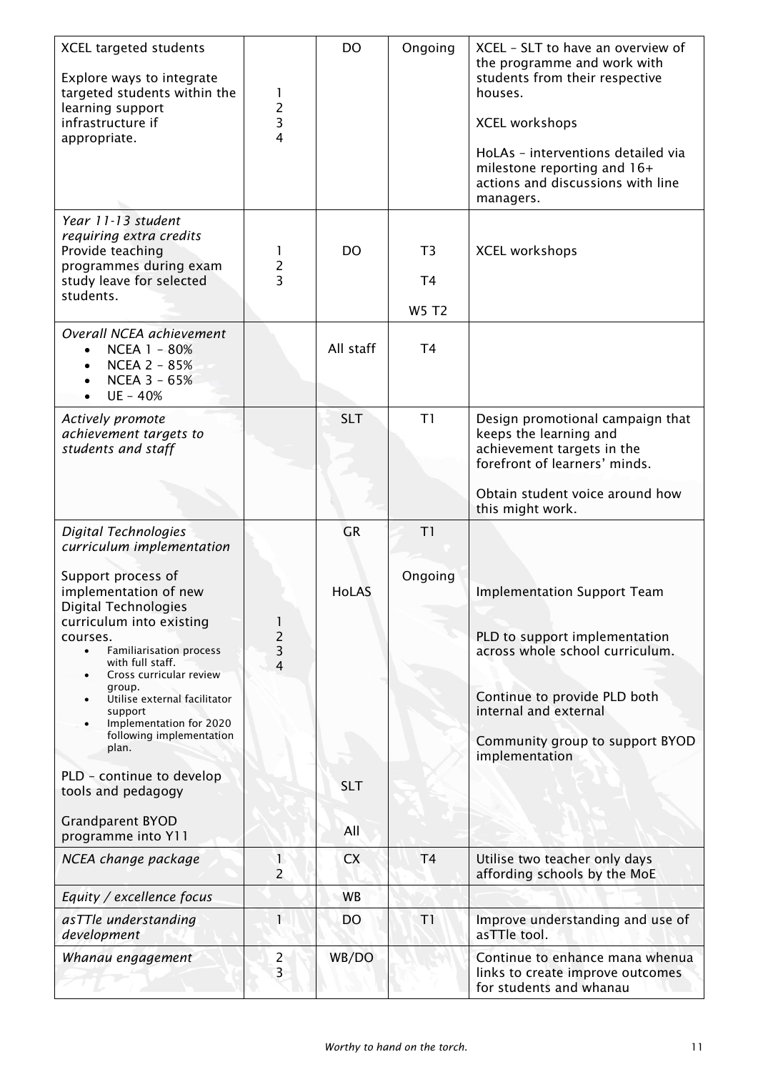| | | | | |
|---|---|---|---|---|
| XCEL targeted students<br><br>Explore ways to integrate targeted students within the learning support infrastructure if appropriate. | 1<br>2<br>3<br>4 | DO | Ongoing | XCEL – SLT to have an overview of the programme and work with students from their respective houses.<br><br>XCEL workshops<br><br>HoLAs – interventions detailed via milestone reporting and 16+ actions and discussions with line managers. |
| *Year 11-13 student requiring extra credits*<br>Provide teaching programmes during exam study leave for selected students. | 1<br>2<br>3 | DO | T3<br><br>T4<br><br>W5 T2 | XCEL workshops |
| *Overall NCEA achievement*<br>• NCEA 1 – 80%<br>• NCEA 2 – 85%<br>• NCEA 3 – 65%<br>• UE – 40% | | All staff | T4 | |
| *Actively promote achievement targets to students and staff* | | SLT | T1 | Design promotional campaign that keeps the learning and achievement targets in the forefront of learners' minds.<br><br>Obtain student voice around how this might work. |
| *Digital Technologies curriculum implementation*<br><br>Support process of implementation of new Digital Technologies curriculum into existing courses.<br>• Familiarisation process with full staff.<br>• Cross curricular review group.<br>• Utilise external facilitator support<br>• Implementation for 2020 following implementation plan.<br><br>PLD – continue to develop tools and pedagogy<br><br>Grandparent BYOD programme into Y11 | 1<br>2<br>3<br>4 | GR<br><br>HoLAS<br><br>SLT<br><br>All | T1<br><br>Ongoing | Implementation Support Team<br><br>PLD to support implementation across whole school curriculum.<br><br>Continue to provide PLD both internal and external<br><br>Community group to support BYOD implementation |
| *NCEA change package* | 1<br>2 | CX | T4 | Utilise two teacher only days affording schools by the MoE |
| *Equity / excellence focus* | | WB | | |
| *asTTle understanding development* | 1 | DO | T1 | Improve understanding and use of asTTle tool. |
| *Whanau engagement* | 2<br>3 | WB/DO | | Continue to enhance mana whenua links to create improve outcomes for students and whanau |

*Worthy to hand on the torch.*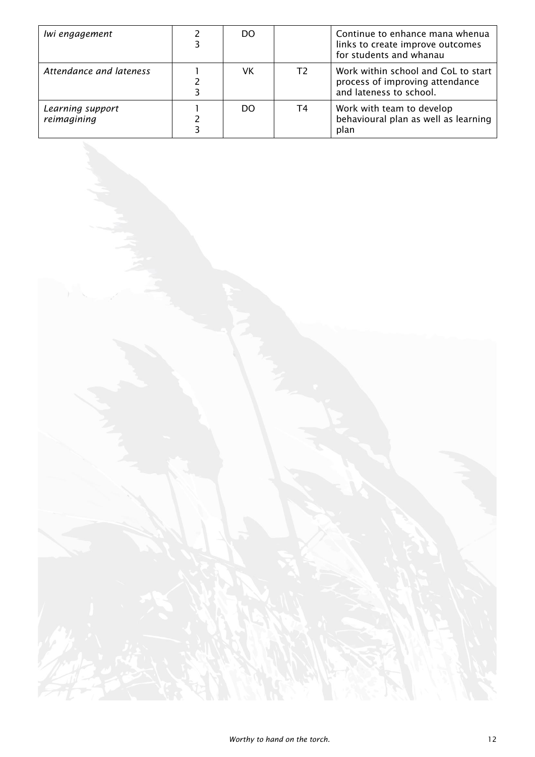| | | | | |
|---|---|---|---|---|
| *Iwi engagement* | 2<br>3 | DO | | Continue to enhance mana whenua links to create improve outcomes for students and whanau |
| *Attendance and lateness* | 1<br>2<br>3 | VK | T2 | Work within school and CoL to start process of improving attendance and lateness to school. |
| *Learning support reimagining* | 1<br>2<br>3 | DO | T4 | Work with team to develop behavioural plan as well as learning plan |

*Worthy to hand on the torch.*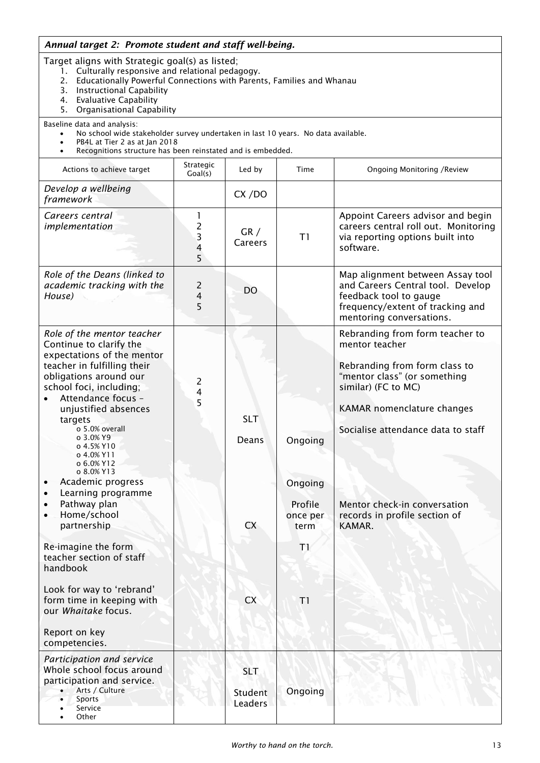***Annual target 2: Promote student and staff well-being.***

Target aligns with Strategic goal(s) as listed;

1. Culturally responsive and relational pedagogy.
2. Educationally Powerful Connections with Parents, Families and Whanau
3. Instructional Capability
4. Evaluative Capability
5. Organisational Capability

Baseline data and analysis:

- No school wide stakeholder survey undertaken in last 10 years. No data available.
- PB4L at Tier 2 as at Jan 2018
- Recognitions structure has been reinstated and is embedded.

| Actions to achieve target | Strategic Goal(s) | Led by | Time | Ongoing Monitoring /Review |
|---|---|---|---|---|
| *Develop a wellbeing framework* | | CX /DO | | |
| *Careers central implementation* | 1<br>2<br>3<br>4<br>5 | GR / Careers | T1 | Appoint Careers advisor and begin careers central roll out. Monitoring via reporting options built into software. |
| *Role of the Deans (linked to academic tracking with the House)* | 2<br>4<br>5 | DO | | Map alignment between Assay tool and Careers Central tool. Develop feedback tool to gauge frequency/extent of tracking and mentoring conversations. |
| *Role of the mentor teacher*<br>Continue to clarify the expectations of the mentor teacher in fulfilling their obligations around our school foci, including;<br>• Attendance focus – unjustified absences targets<br>o 5.0% overall<br>o 3.0% Y9<br>o 4.5% Y10<br>o 4.0% Y11<br>o 6.0% Y12<br>o 8.0% Y13<br>• Academic progress<br>• Learning programme<br>• Pathway plan<br>• Home/school partnership<br><br>Re-imagine the form teacher section of staff handbook<br><br>Look for way to 'rebrand' form time in keeping with our *Whaitake* focus.<br><br>Report on key competencies. | 2<br>4<br>5 | SLT<br>Deans<br><br>CX<br><br>CX | Ongoing<br><br>Ongoing<br>Profile once per term<br>T1<br><br>T1 | Rebranding from form teacher to mentor teacher<br><br>Rebranding from form class to "mentor class" (or something similar) (FC to MC)<br><br>KAMAR nomenclature changes<br><br>Socialise attendance data to staff<br><br>Mentor check-in conversation records in profile section of KAMAR. |
| *Participation and service*<br>Whole school focus around participation and service.<br>• Arts / Culture<br>• Sports<br>• Service<br>• Other | | SLT<br>Student Leaders | Ongoing | |

*Worthy to hand on the torch.*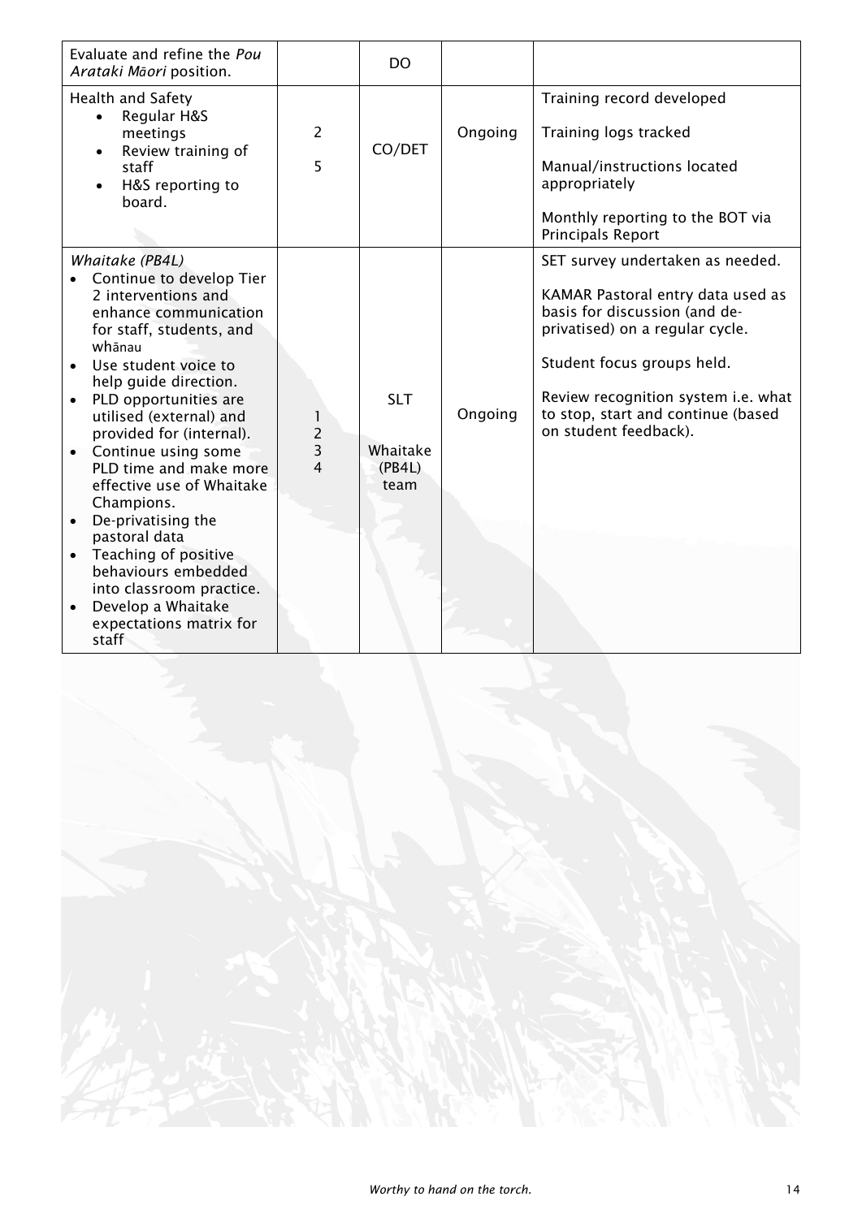| | | | | |
|---|---|---|---|---|
| Evaluate and refine the *Pou Arataki Māori* position. | | DO | | |
| Health and Safety<br>• Regular H&S meetings<br>• Review training of staff<br>• H&S reporting to board. | 2<br>5 | CO/DET | Ongoing | Training record developed<br>Training logs tracked<br>Manual/instructions located appropriately<br>Monthly reporting to the BOT via Principals Report |
| *Whaitake (PB4L)*<br>• Continue to develop Tier 2 interventions and enhance communication for staff, students, and whānau<br>• Use student voice to help guide direction.<br>• PLD opportunities are utilised (external) and provided for (internal).<br>• Continue using some PLD time and make more effective use of Whaitake Champions.<br>• De-privatising the pastoral data<br>• Teaching of positive behaviours embedded into classroom practice.<br>• Develop a Whaitake expectations matrix for staff | 1<br>2<br>3<br>4 | SLT<br>Whaitake (PB4L) team | Ongoing | SET survey undertaken as needed.<br>KAMAR Pastoral entry data used as basis for discussion (and de-privatised) on a regular cycle.<br>Student focus groups held.<br>Review recognition system i.e. what to stop, start and continue (based on student feedback). |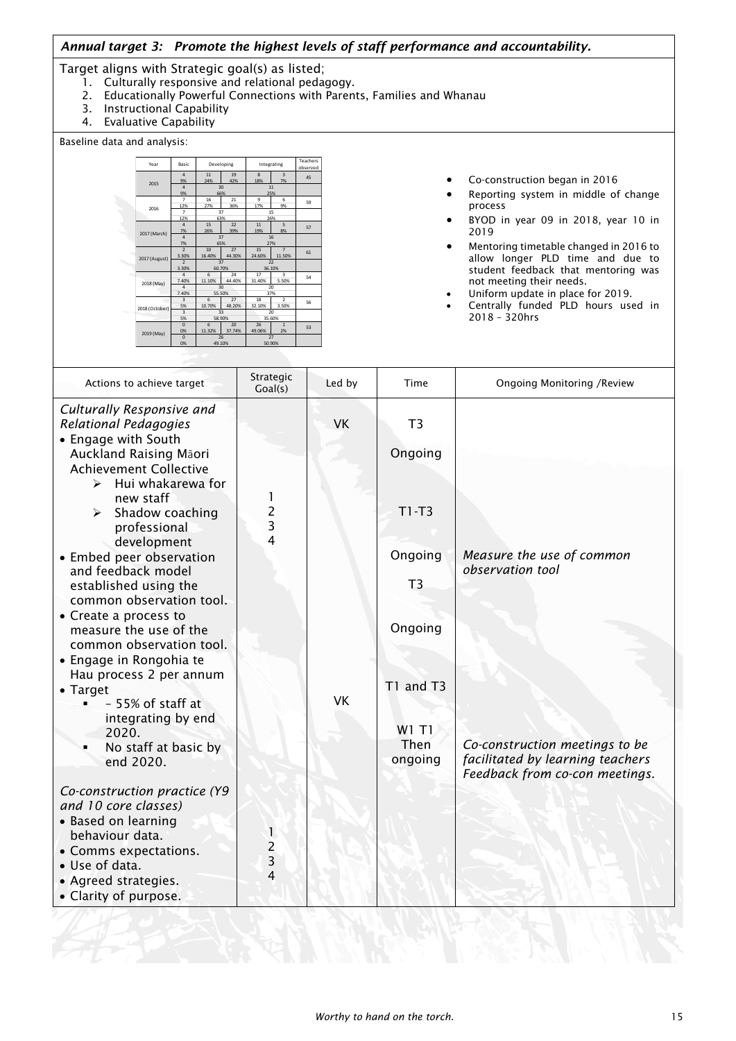## *Annual target 3: Promote the highest levels of staff performance and accountability.*

Target aligns with Strategic goal(s) as listed;

1. Culturally responsive and relational pedagogy.
2. Educationally Powerful Connections with Parents, Families and Whanau
3. Instructional Capability
4. Evaluative Capability

Baseline data and analysis:

| Year | Basic | Developing | | Integrating | | Teachers observed |
|---|---|---|---|---|---|---|
| 2015 | 4<br>9% | 11<br>24% | 19<br>42% | 8<br>18% | 3<br>7% | 45 |
| | 4<br>9% | 30<br>66% | | 11<br>25% | | |
| 2016 | 7<br>12% | 16<br>27% | 21<br>36% | 9<br>17% | 6<br>9% | 59 |
| | 7<br>12% | 37<br>63% | | 15<br>26% | | |
| 2017 (March) | 4<br>7% | 15<br>26% | 22<br>39% | 11<br>19% | 5<br>8% | 57 |
| | 4<br>7% | 37<br>65% | | 16<br>27% | | |
| 2017 (August) | 2<br>3.30% | 10<br>16.40% | 27<br>44.30% | 15<br>24.60% | 7<br>11.50% | 61 |
| | 2<br>3.30% | 37<br>60.70% | | 22<br>36.10% | | |
| 2018 (May) | 4<br>7.40% | 6<br>11.10% | 24<br>44.40% | 17<br>31.40% | 3<br>5.50% | 54 |
| | 4<br>7.40% | 30<br>55.50% | | 20<br>37% | | |
| 2018 (October) | 3<br>5% | 6<br>10.70% | 27<br>48.20% | 18<br>32.10% | 2<br>3.50% | 56 |
| | 3<br>5% | 33<br>58.90% | | 20<br>35.60% | | |
| 2019 (May) | 0<br>0% | 6<br>11.32% | 20<br>37.74% | 26<br>49.06% | 1<br>2% | 53 |
| | 0<br>0% | 26<br>49.10% | | 27<br>50.90% | | |

- Co-construction began in 2016
- Reporting system in middle of change process
- BYOD in year 09 in 2018, year 10 in 2019
- Mentoring timetable changed in 2016 to allow longer PLD time and due to student feedback that mentoring was not meeting their needs.
- Uniform update in place for 2019.
- Centrally funded PLD hours used in 2018 – 320hrs

| Actions to achieve target | Strategic Goal(s) | Led by | Time | Ongoing Monitoring /Review |
|---|---|---|---|---|
| *Culturally Responsive and Relational Pedagogies*<br>• Engage with South Auckland Raising Māori Achievement Collective<br>➢ Hui whakarewa for new staff<br>➢ Shadow coaching professional development<br>• Embed peer observation and feedback model established using the common observation tool.<br>• Create a process to measure the use of the common observation tool.<br>• Engage in Rongohia te Hau process 2 per annum<br>• Target<br>▪ – 55% of staff at integrating by end 2020.<br>▪ No staff at basic by end 2020. | 1<br>2<br>3<br>4 | VK<br><br>VK | T3<br>Ongoing<br>T1-T3<br>Ongoing<br>T3<br>Ongoing<br>T1 and T3<br>W1 T1 Then ongoing | *Measure the use of common observation tool*<br><br>*Co-construction meetings to be facilitated by learning teachers Feedback from co-con meetings.* |
| *Co-construction practice (Y9 and 10 core classes)*<br>• Based on learning behaviour data.<br>• Comms expectations.<br>• Use of data.<br>• Agreed strategies.<br>• Clarity of purpose. | 1<br>2<br>3<br>4 | | | |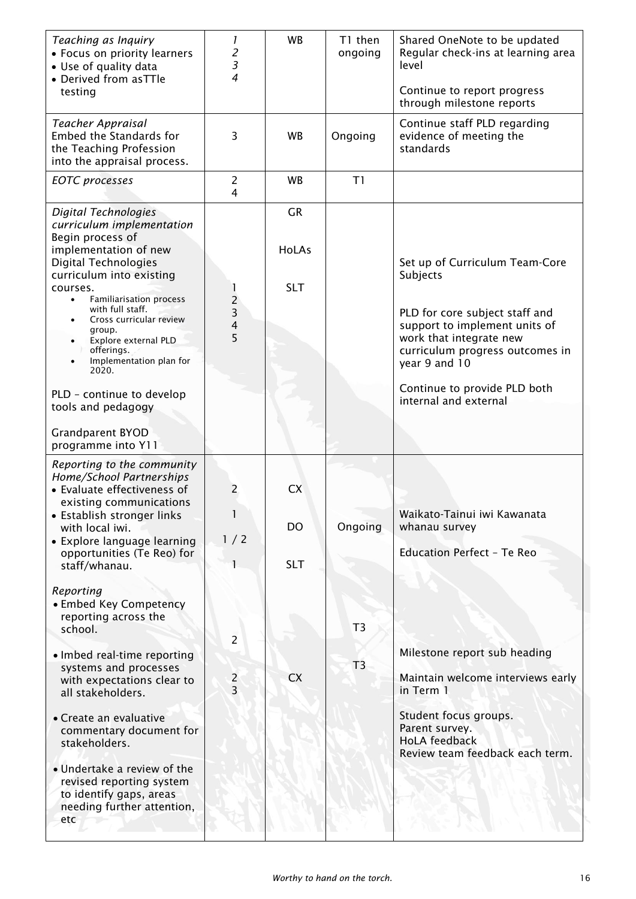| *Teaching as Inquiry*<br>• Focus on priority learners<br>• Use of quality data<br>• Derived from asTTle testing | *1*<br>*2*<br>*3*<br>*4* | WB | T1 then ongoing | Shared OneNote to be updated<br>Regular check-ins at learning area level<br><br>Continue to report progress through milestone reports |
|---|---|---|---|---|
| *Teacher Appraisal*<br>Embed the Standards for the Teaching Profession into the appraisal process. | 3 | WB | Ongoing | Continue staff PLD regarding evidence of meeting the standards |
| *EOTC processes* | 2<br>4 | WB | T1 | |
| *Digital Technologies curriculum implementation*<br>Begin process of implementation of new Digital Technologies curriculum into existing courses.<br>• Familiarisation process with full staff.<br>• Cross curricular review group.<br>• Explore external PLD offerings.<br>• Implementation plan for 2020.<br><br>PLD – continue to develop tools and pedagogy<br><br>Grandparent BYOD programme into Y11 | 1<br>2<br>3<br>4<br>5 | GR<br><br>HoLAs<br><br>SLT | | Set up of Curriculum Team-Core Subjects<br><br>PLD for core subject staff and support to implement units of work that integrate new curriculum progress outcomes in year 9 and 10<br><br>Continue to provide PLD both internal and external |
| *Reporting to the community*<br>*Home/School Partnerships*<br>• Evaluate effectiveness of existing communications<br>• Establish stronger links with local iwi.<br>• Explore language learning opportunities (Te Reo) for staff/whanau.<br><br>*Reporting*<br>• Embed Key Competency reporting across the school.<br><br>• Imbed real-time reporting systems and processes with expectations clear to all stakeholders.<br><br>• Create an evaluative commentary document for stakeholders.<br><br>• Undertake a review of the revised reporting system to identify gaps, areas needing further attention, etc | 2<br><br>1<br><br>1 / 2<br><br>1<br><br><br><br>2<br><br>2<br>3 | CX<br><br>DO<br><br>SLT<br><br><br><br><br><br>CX | Ongoing<br><br><br><br><br>T3<br><br>T3 | Waikato-Tainui iwi Kawanata whanau survey<br><br>Education Perfect – Te Reo<br><br><br><br>Milestone report sub heading<br><br>Maintain welcome interviews early in Term 1<br><br>Student focus groups.<br>Parent survey.<br>HoLA feedback<br>Review team feedback each term. |

*Worthy to hand on the torch.*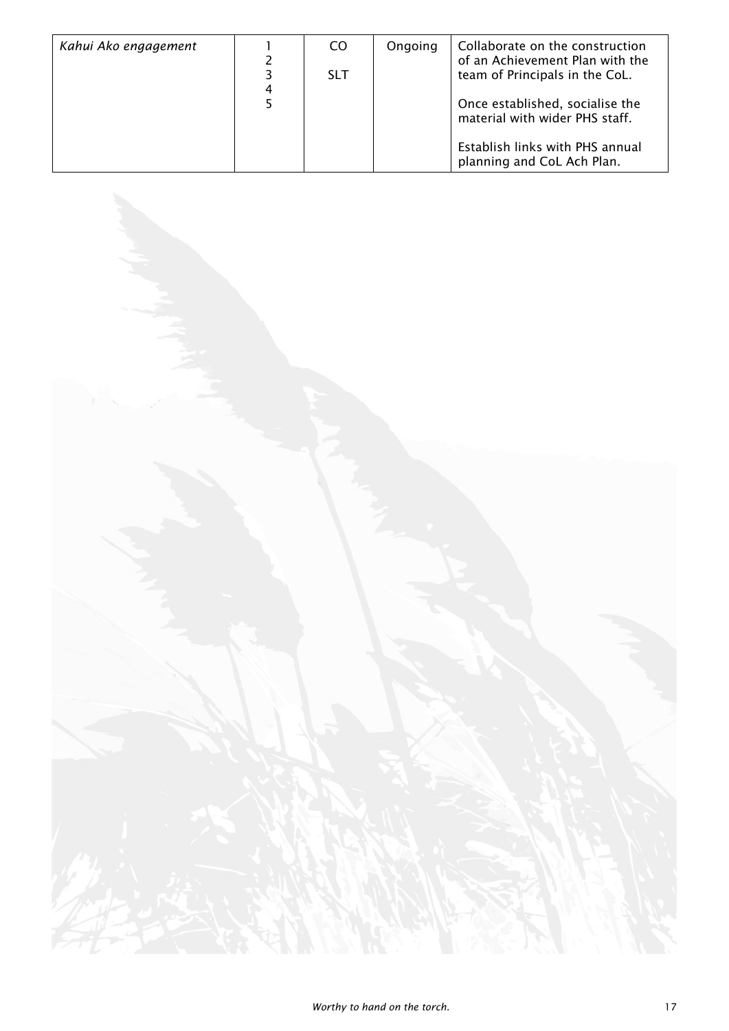| | | | | |
|---|---|---|---|---|
| *Kahui Ako engagement* | 1<br>2<br>3<br>4<br>5 | CO<br><br>SLT | Ongoing | Collaborate on the construction of an Achievement Plan with the team of Principals in the CoL.<br><br>Once established, socialise the material with wider PHS staff.<br><br>Establish links with PHS annual planning and CoL Ach Plan. |

*Worthy to hand on the torch.*